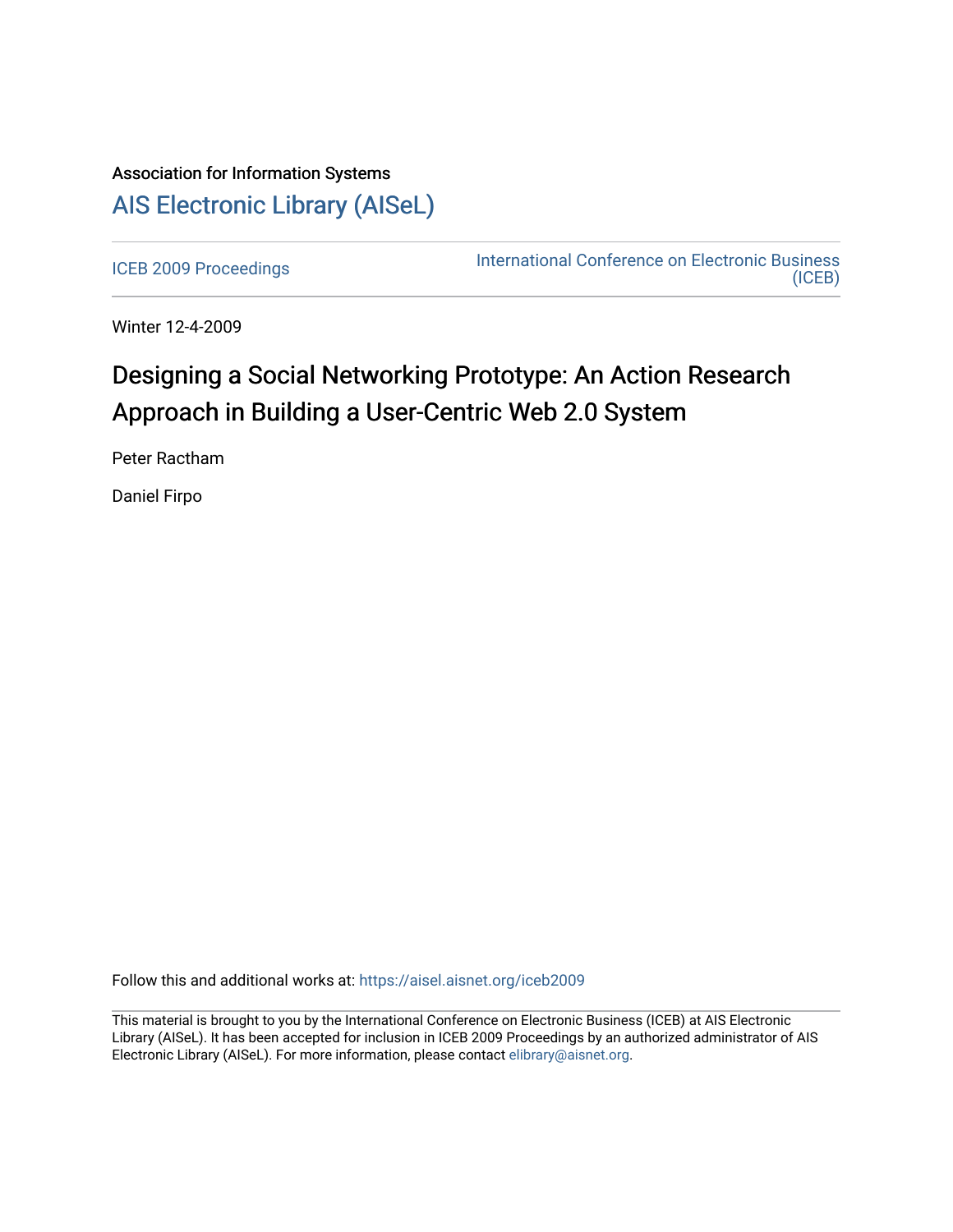Association for Information Systems

# AIS Electronic Library (AISeL)

ICEB 2009 Proceedings

International Conference on Electronic Business (ICEB)

Winter 12-4-2009

# Designing a Social Networking Prototype: An Action Research Approach in Building a User-Centric Web 2.0 System

Peter Ractham

Daniel Firpo

Follow this and additional works at: https://aisel.aisnet.org/iceb2009

This material is brought to you by the International Conference on Electronic Business (ICEB) at AIS Electronic Library (AISeL). It has been accepted for inclusion in ICEB 2009 Proceedings by an authorized administrator of AIS Electronic Library (AISeL). For more information, please contact elibrary@aisnet.org.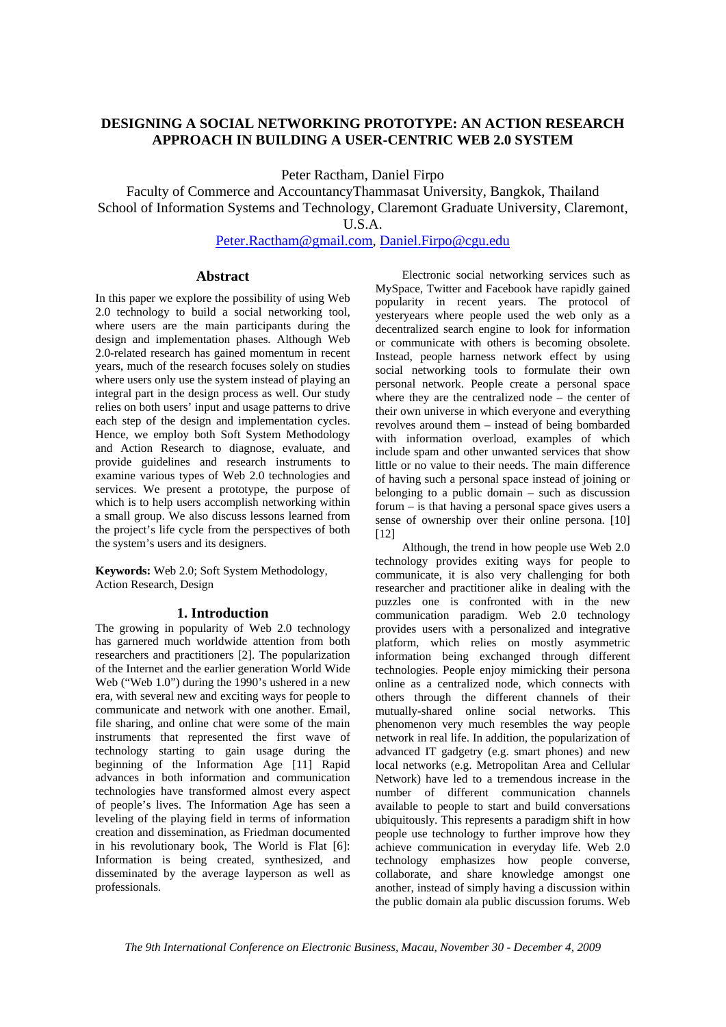# DESIGNING A SOCIAL NETWORKING PROTOTYPE: AN ACTION RESEARCH APPROACH IN BUILDING A USER-CENTRIC WEB 2.0 SYSTEM

Peter Ractham, Daniel Firpo

Faculty of Commerce and AccountancyThammasat University, Bangkok, Thailand
School of Information Systems and Technology, Claremont Graduate University, Claremont, U.S.A.

Peter.Ractham@gmail.com, Daniel.Firpo@cgu.edu

## Abstract

In this paper we explore the possibility of using Web 2.0 technology to build a social networking tool, where users are the main participants during the design and implementation phases. Although Web 2.0-related research has gained momentum in recent years, much of the research focuses solely on studies where users only use the system instead of playing an integral part in the design process as well. Our study relies on both users' input and usage patterns to drive each step of the design and implementation cycles. Hence, we employ both Soft System Methodology and Action Research to diagnose, evaluate, and provide guidelines and research instruments to examine various types of Web 2.0 technologies and services. We present a prototype, the purpose of which is to help users accomplish networking within a small group. We also discuss lessons learned from the project's life cycle from the perspectives of both the system's users and its designers.

**Keywords:** Web 2.0; Soft System Methodology, Action Research, Design

## 1. Introduction

The growing in popularity of Web 2.0 technology has garnered much worldwide attention from both researchers and practitioners [2]. The popularization of the Internet and the earlier generation World Wide Web ("Web 1.0") during the 1990's ushered in a new era, with several new and exciting ways for people to communicate and network with one another. Email, file sharing, and online chat were some of the main instruments that represented the first wave of technology starting to gain usage during the beginning of the Information Age [11] Rapid advances in both information and communication technologies have transformed almost every aspect of people's lives. The Information Age has seen a leveling of the playing field in terms of information creation and dissemination, as Friedman documented in his revolutionary book, The World is Flat [6]: Information is being created, synthesized, and disseminated by the average layperson as well as professionals.

Electronic social networking services such as MySpace, Twitter and Facebook have rapidly gained popularity in recent years. The protocol of yesteryears where people used the web only as a decentralized search engine to look for information or communicate with others is becoming obsolete. Instead, people harness network effect by using social networking tools to formulate their own personal network. People create a personal space where they are the centralized node – the center of their own universe in which everyone and everything revolves around them – instead of being bombarded with information overload, examples of which include spam and other unwanted services that show little or no value to their needs. The main difference of having such a personal space instead of joining or belonging to a public domain – such as discussion forum – is that having a personal space gives users a sense of ownership over their online persona. [10] [12]

Although, the trend in how people use Web 2.0 technology provides exiting ways for people to communicate, it is also very challenging for both researcher and practitioner alike in dealing with the puzzles one is confronted with in the new communication paradigm. Web 2.0 technology provides users with a personalized and integrative platform, which relies on mostly asymmetric information being exchanged through different technologies. People enjoy mimicking their persona online as a centralized node, which connects with others through the different channels of their mutually-shared online social networks. This phenomenon very much resembles the way people network in real life. In addition, the popularization of advanced IT gadgetry (e.g. smart phones) and new local networks (e.g. Metropolitan Area and Cellular Network) have led to a tremendous increase in the number of different communication channels available to people to start and build conversations ubiquitously. This represents a paradigm shift in how people use technology to further improve how they achieve communication in everyday life. Web 2.0 technology emphasizes how people converse, collaborate, and share knowledge amongst one another, instead of simply having a discussion within the public domain ala public discussion forums. Web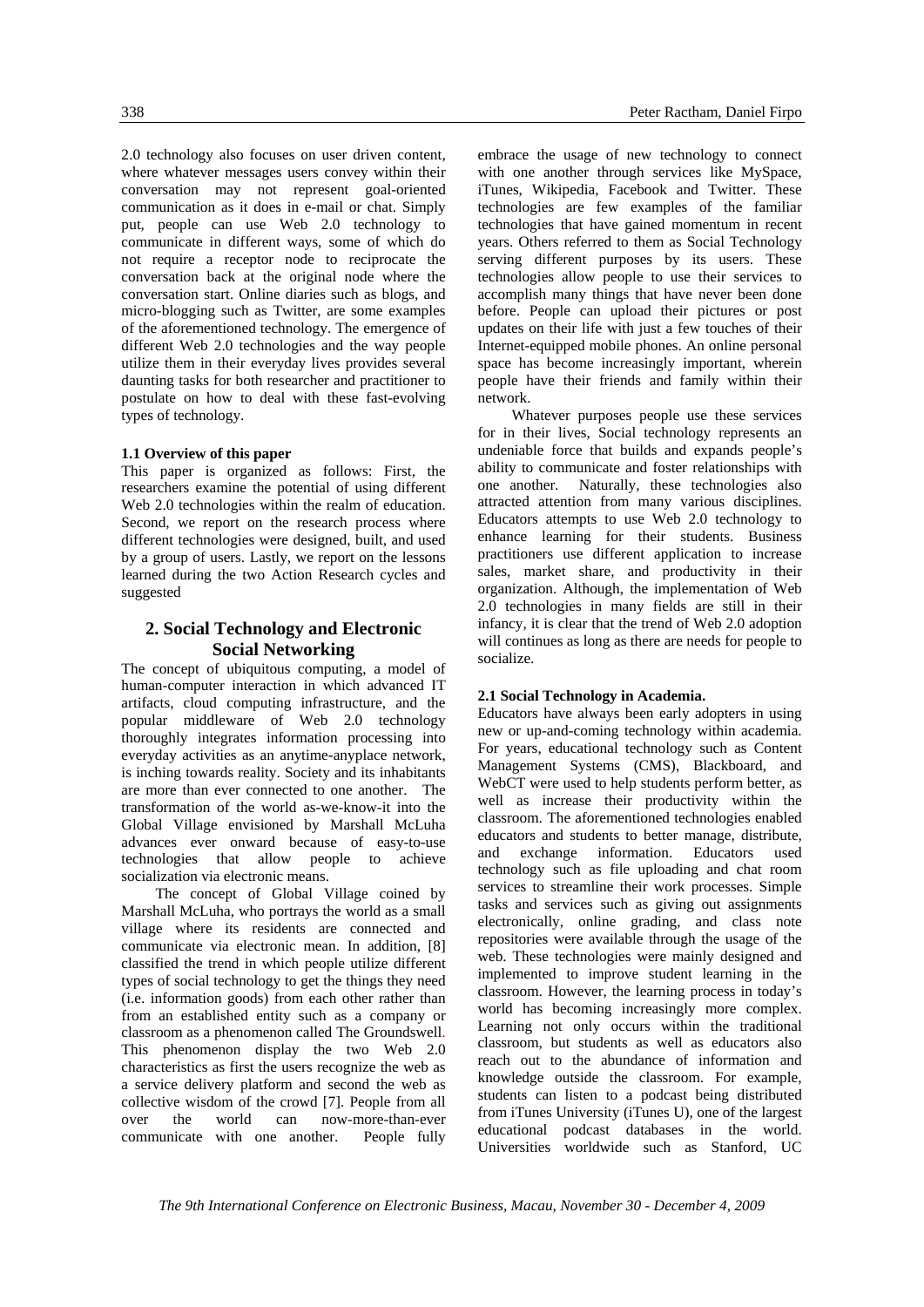2.0 technology also focuses on user driven content, where whatever messages users convey within their conversation may not represent goal-oriented communication as it does in e-mail or chat. Simply put, people can use Web 2.0 technology to communicate in different ways, some of which do not require a receptor node to reciprocate the conversation back at the original node where the conversation start. Online diaries such as blogs, and micro-blogging such as Twitter, are some examples of the aforementioned technology. The emergence of different Web 2.0 technologies and the way people utilize them in their everyday lives provides several daunting tasks for both researcher and practitioner to postulate on how to deal with these fast-evolving types of technology.

**1.1 Overview of this paper**

This paper is organized as follows: First, the researchers examine the potential of using different Web 2.0 technologies within the realm of education. Second, we report on the research process where different technologies were designed, built, and used by a group of users. Lastly, we report on the lessons learned during the two Action Research cycles and suggested

## 2. Social Technology and Electronic Social Networking

The concept of ubiquitous computing, a model of human-computer interaction in which advanced IT artifacts, cloud computing infrastructure, and the popular middleware of Web 2.0 technology thoroughly integrates information processing into everyday activities as an anytime-anyplace network, is inching towards reality. Society and its inhabitants are more than ever connected to one another. The transformation of the world as-we-know-it into the Global Village envisioned by Marshall McLuha advances ever onward because of easy-to-use technologies that allow people to achieve socialization via electronic means.

The concept of Global Village coined by Marshall McLuha, who portrays the world as a small village where its residents are connected and communicate via electronic mean. In addition, [8] classified the trend in which people utilize different types of social technology to get the things they need (i.e. information goods) from each other rather than from an established entity such as a company or classroom as a phenomenon called The Groundswell. This phenomenon display the two Web 2.0 characteristics as first the users recognize the web as a service delivery platform and second the web as collective wisdom of the crowd [7]. People from all over the world can now-more-than-ever communicate with one another. People fully embrace the usage of new technology to connect with one another through services like MySpace, iTunes, Wikipedia, Facebook and Twitter. These technologies are few examples of the familiar technologies that have gained momentum in recent years. Others referred to them as Social Technology serving different purposes by its users. These technologies allow people to use their services to accomplish many things that have never been done before. People can upload their pictures or post updates on their life with just a few touches of their Internet-equipped mobile phones. An online personal space has become increasingly important, wherein people have their friends and family within their network.

Whatever purposes people use these services for in their lives, Social technology represents an undeniable force that builds and expands people's ability to communicate and foster relationships with one another. Naturally, these technologies also attracted attention from many various disciplines. Educators attempts to use Web 2.0 technology to enhance learning for their students. Business practitioners use different application to increase sales, market share, and productivity in their organization. Although, the implementation of Web 2.0 technologies in many fields are still in their infancy, it is clear that the trend of Web 2.0 adoption will continues as long as there are needs for people to socialize.

**2.1 Social Technology in Academia.**

Educators have always been early adopters in using new or up-and-coming technology within academia. For years, educational technology such as Content Management Systems (CMS), Blackboard, and WebCT were used to help students perform better, as well as increase their productivity within the classroom. The aforementioned technologies enabled educators and students to better manage, distribute, and exchange information. Educators used technology such as file uploading and chat room services to streamline their work processes. Simple tasks and services such as giving out assignments electronically, online grading, and class note repositories were available through the usage of the web. These technologies were mainly designed and implemented to improve student learning in the classroom. However, the learning process in today's world has becoming increasingly more complex. Learning not only occurs within the traditional classroom, but students as well as educators also reach out to the abundance of information and knowledge outside the classroom. For example, students can listen to a podcast being distributed from iTunes University (iTunes U), one of the largest educational podcast databases in the world. Universities worldwide such as Stanford, UC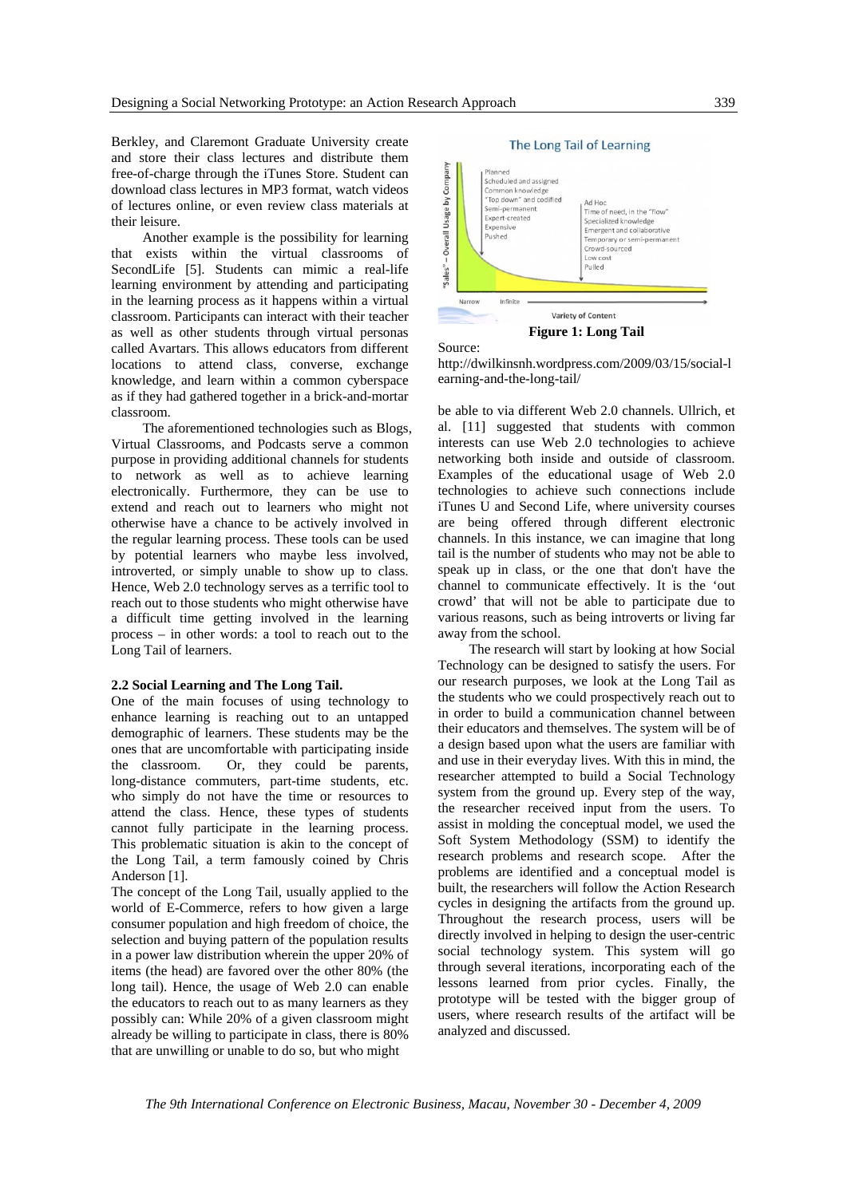Berkley, and Claremont Graduate University create and store their class lectures and distribute them free-of-charge through the iTunes Store. Student can download class lectures in MP3 format, watch videos of lectures online, or even review class materials at their leisure.

Another example is the possibility for learning that exists within the virtual classrooms of SecondLife [5]. Students can mimic a real-life learning environment by attending and participating in the learning process as it happens within a virtual classroom. Participants can interact with their teacher as well as other students through virtual personas called Avartars. This allows educators from different locations to attend class, converse, exchange knowledge, and learn within a common cyberspace as if they had gathered together in a brick-and-mortar classroom.

The aforementioned technologies such as Blogs, Virtual Classrooms, and Podcasts serve a common purpose in providing additional channels for students to network as well as to achieve learning electronically. Furthermore, they can be use to extend and reach out to learners who might not otherwise have a chance to be actively involved in the regular learning process. These tools can be used by potential learners who maybe less involved, introverted, or simply unable to show up to class. Hence, Web 2.0 technology serves as a terrific tool to reach out to those students who might otherwise have a difficult time getting involved in the learning process – in other words: a tool to reach out to the Long Tail of learners.

### 2.2 Social Learning and The Long Tail.

One of the main focuses of using technology to enhance learning is reaching out to an untapped demographic of learners. These students may be the ones that are uncomfortable with participating inside the classroom. Or, they could be parents, long-distance commuters, part-time students, etc. who simply do not have the time or resources to attend the class. Hence, these types of students cannot fully participate in the learning process. This problematic situation is akin to the concept of the Long Tail, a term famously coined by Chris Anderson [1].

The concept of the Long Tail, usually applied to the world of E-Commerce, refers to how given a large consumer population and high freedom of choice, the selection and buying pattern of the population results in a power law distribution wherein the upper 20% of items (the head) are favored over the other 80% (the long tail). Hence, the usage of Web 2.0 can enable the educators to reach out to as many learners as they possibly can: While 20% of a given classroom might already be willing to participate in class, there is 80% that are unwilling or unable to do so, but who might be able to via different Web 2.0 channels. Ullrich, et al. [11] suggested that students with common interests can use Web 2.0 technologies to achieve networking both inside and outside of classroom. Examples of the educational usage of Web 2.0 technologies to achieve such connections include iTunes U and Second Life, where university courses are being offered through different electronic channels. In this instance, we can imagine that long tail is the number of students who may not be able to speak up in class, or the one that don't have the channel to communicate effectively. It is the 'out crowd' that will not be able to participate due to various reasons, such as being introverts or living far away from the school.

**Figure 1: Long Tail**

Source: http://dwilkinsnh.wordpress.com/2009/03/15/social-learning-and-the-long-tail/

The research will start by looking at how Social Technology can be designed to satisfy the users. For our research purposes, we look at the Long Tail as the students who we could prospectively reach out to in order to build a communication channel between their educators and themselves. The system will be of a design based upon what the users are familiar with and use in their everyday lives. With this in mind, the researcher attempted to build a Social Technology system from the ground up. Every step of the way, the researcher received input from the users. To assist in molding the conceptual model, we used the Soft System Methodology (SSM) to identify the research problems and research scope. After the problems are identified and a conceptual model is built, the researchers will follow the Action Research cycles in designing the artifacts from the ground up. Throughout the research process, users will be directly involved in helping to design the user-centric social technology system. This system will go through several iterations, incorporating each of the lessons learned from prior cycles. Finally, the prototype will be tested with the bigger group of users, where research results of the artifact will be analyzed and discussed.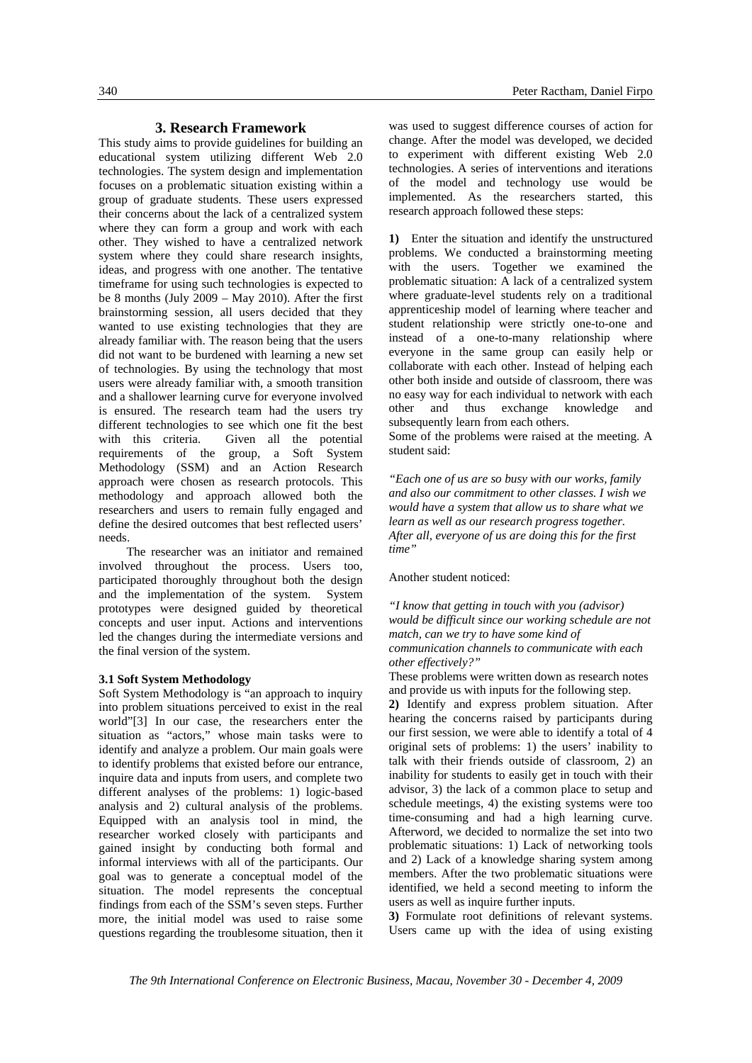## 3. Research Framework

This study aims to provide guidelines for building an educational system utilizing different Web 2.0 technologies. The system design and implementation focuses on a problematic situation existing within a group of graduate students. These users expressed their concerns about the lack of a centralized system where they can form a group and work with each other. They wished to have a centralized network system where they could share research insights, ideas, and progress with one another. The tentative timeframe for using such technologies is expected to be 8 months (July 2009 – May 2010). After the first brainstorming session, all users decided that they wanted to use existing technologies that they are already familiar with. The reason being that the users did not want to be burdened with learning a new set of technologies. By using the technology that most users were already familiar with, a smooth transition and a shallower learning curve for everyone involved is ensured. The research team had the users try different technologies to see which one fit the best with this criteria. Given all the potential requirements of the group, a Soft System Methodology (SSM) and an Action Research approach were chosen as research protocols. This methodology and approach allowed both the researchers and users to remain fully engaged and define the desired outcomes that best reflected users' needs.

The researcher was an initiator and remained involved throughout the process. Users too, participated thoroughly throughout both the design and the implementation of the system. System prototypes were designed guided by theoretical concepts and user input. Actions and interventions led the changes during the intermediate versions and the final version of the system.

### 3.1 Soft System Methodology

Soft System Methodology is "an approach to inquiry into problem situations perceived to exist in the real world"[3] In our case, the researchers enter the situation as "actors," whose main tasks were to identify and analyze a problem. Our main goals were to identify problems that existed before our entrance, inquire data and inputs from users, and complete two different analyses of the problems: 1) logic-based analysis and 2) cultural analysis of the problems. Equipped with an analysis tool in mind, the researcher worked closely with participants and gained insight by conducting both formal and informal interviews with all of the participants. Our goal was to generate a conceptual model of the situation. The model represents the conceptual findings from each of the SSM's seven steps. Further more, the initial model was used to raise some questions regarding the troublesome situation, then it was used to suggest difference courses of action for change. After the model was developed, we decided to experiment with different existing Web 2.0 technologies. A series of interventions and iterations of the model and technology use would be implemented. As the researchers started, this research approach followed these steps:

**1)** Enter the situation and identify the unstructured problems. We conducted a brainstorming meeting with the users. Together we examined the problematic situation: A lack of a centralized system where graduate-level students rely on a traditional apprenticeship model of learning where teacher and student relationship were strictly one-to-one and instead of a one-to-many relationship where everyone in the same group can easily help or collaborate with each other. Instead of helping each other both inside and outside of classroom, there was no easy way for each individual to network with each other and thus exchange knowledge and subsequently learn from each others.

Some of the problems were raised at the meeting. A student said:

*"Each one of us are so busy with our works, family and also our commitment to other classes. I wish we would have a system that allow us to share what we learn as well as our research progress together. After all, everyone of us are doing this for the first time"*

Another student noticed:

*"I know that getting in touch with you (advisor) would be difficult since our working schedule are not match, can we try to have some kind of communication channels to communicate with each other effectively?"*

These problems were written down as research notes and provide us with inputs for the following step.

**2)** Identify and express problem situation. After hearing the concerns raised by participants during our first session, we were able to identify a total of 4 original sets of problems: 1) the users' inability to talk with their friends outside of classroom, 2) an inability for students to easily get in touch with their advisor, 3) the lack of a common place to setup and schedule meetings, 4) the existing systems were too time-consuming and had a high learning curve. Afterword, we decided to normalize the set into two problematic situations: 1) Lack of networking tools and 2) Lack of a knowledge sharing system among members. After the two problematic situations were identified, we held a second meeting to inform the users as well as inquire further inputs.

**3)** Formulate root definitions of relevant systems. Users came up with the idea of using existing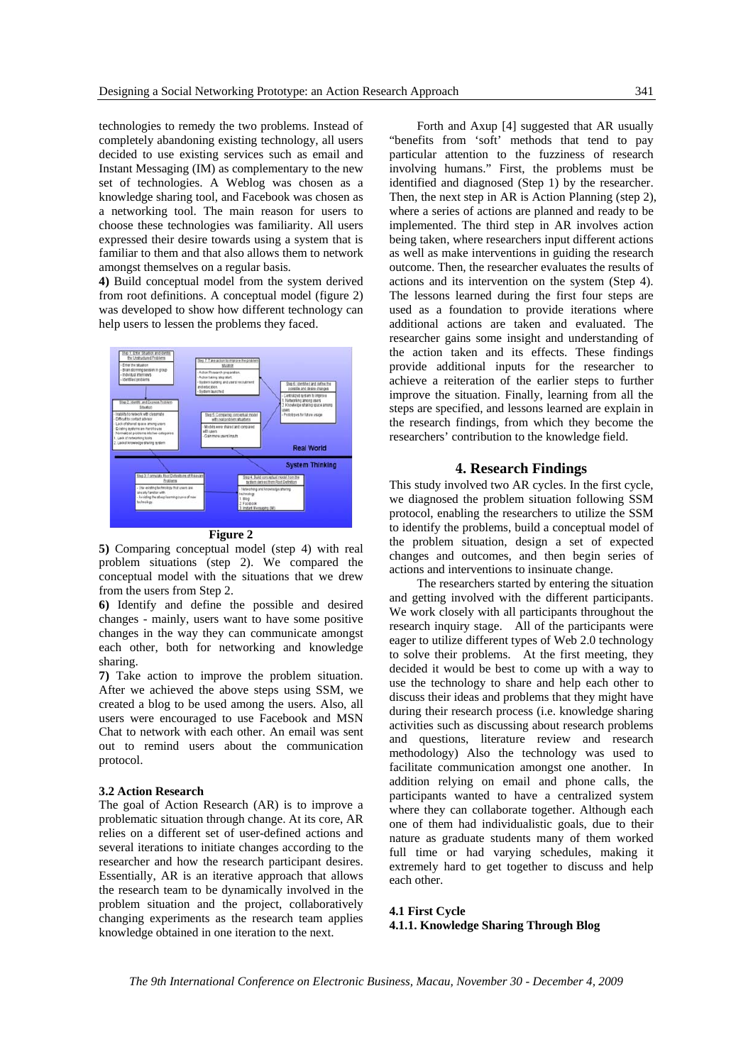technologies to remedy the two problems. Instead of completely abandoning existing technology, all users decided to use existing services such as email and Instant Messaging (IM) as complementary to the new set of technologies. A Weblog was chosen as a knowledge sharing tool, and Facebook was chosen as a networking tool. The main reason for users to choose these technologies was familiarity. All users expressed their desire towards using a system that is familiar to them and that also allows them to network amongst themselves on a regular basis.

**4)** Build conceptual model from the system derived from root definitions. A conceptual model (figure 2) was developed to show how different technology can help users to lessen the problems they faced.

**Figure 2**

**5)** Comparing conceptual model (step 4) with real problem situations (step 2). We compared the conceptual model with the situations that we drew from the users from Step 2.

**6)** Identify and define the possible and desired changes - mainly, users want to have some positive changes in the way they can communicate amongst each other, both for networking and knowledge sharing.

**7)** Take action to improve the problem situation. After we achieved the above steps using SSM, we created a blog to be used among the users. Also, all users were encouraged to use Facebook and MSN Chat to network with each other. An email was sent out to remind users about the communication protocol.

### 3.2 Action Research

The goal of Action Research (AR) is to improve a problematic situation through change. At its core, AR relies on a different set of user-defined actions and several iterations to initiate changes according to the researcher and how the research participant desires. Essentially, AR is an iterative approach that allows the research team to be dynamically involved in the problem situation and the project, collaboratively changing experiments as the research team applies knowledge obtained in one iteration to the next.

Forth and Axup [4] suggested that AR usually "benefits from 'soft' methods that tend to pay particular attention to the fuzziness of research involving humans." First, the problems must be identified and diagnosed (Step 1) by the researcher. Then, the next step in AR is Action Planning (step 2), where a series of actions are planned and ready to be implemented. The third step in AR involves action being taken, where researchers input different actions as well as make interventions in guiding the research outcome. Then, the researcher evaluates the results of actions and its intervention on the system (Step 4). The lessons learned during the first four steps are used as a foundation to provide iterations where additional actions are taken and evaluated. The researcher gains some insight and understanding of the action taken and its effects. These findings provide additional inputs for the researcher to achieve a reiteration of the earlier steps to further improve the situation. Finally, learning from all the steps are specified, and lessons learned are explain in the research findings, from which they become the researchers' contribution to the knowledge field.

## 4. Research Findings

This study involved two AR cycles. In the first cycle, we diagnosed the problem situation following SSM protocol, enabling the researchers to utilize the SSM to identify the problems, build a conceptual model of the problem situation, design a set of expected changes and outcomes, and then begin series of actions and interventions to insinuate change.

The researchers started by entering the situation and getting involved with the different participants. We work closely with all participants throughout the research inquiry stage. All of the participants were eager to utilize different types of Web 2.0 technology to solve their problems. At the first meeting, they decided it would be best to come up with a way to use the technology to share and help each other to discuss their ideas and problems that they might have during their research process (i.e. knowledge sharing activities such as discussing about research problems and questions, literature review and research methodology) Also the technology was used to facilitate communication amongst one another. In addition relying on email and phone calls, the participants wanted to have a centralized system where they can collaborate together. Although each one of them had individualistic goals, due to their nature as graduate students many of them worked full time or had varying schedules, making it extremely hard to get together to discuss and help each other.

### 4.1 First Cycle

#### 4.1.1. Knowledge Sharing Through Blog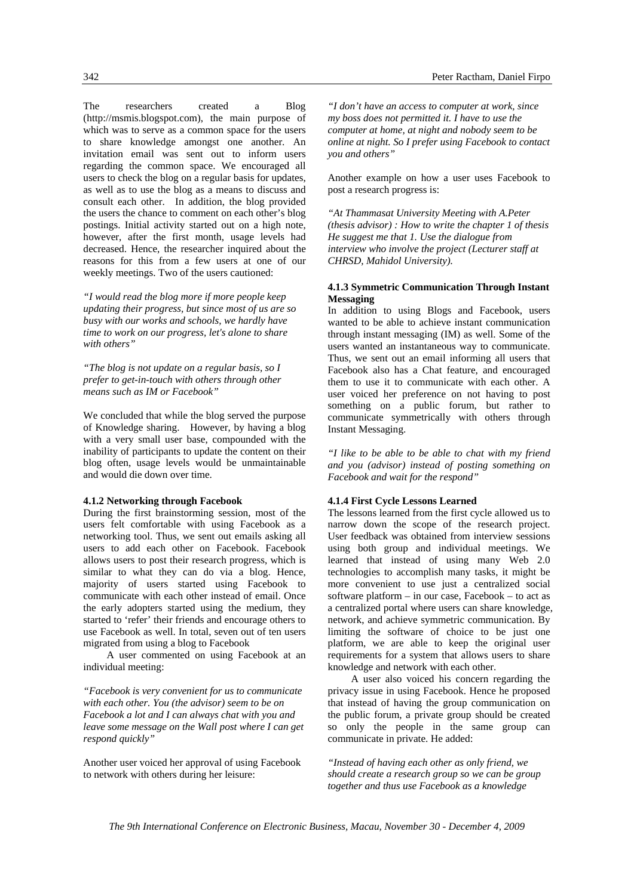The researchers created a Blog (http://msmis.blogspot.com), the main purpose of which was to serve as a common space for the users to share knowledge amongst one another. An invitation email was sent out to inform users regarding the common space. We encouraged all users to check the blog on a regular basis for updates, as well as to use the blog as a means to discuss and consult each other. In addition, the blog provided the users the chance to comment on each other's blog postings. Initial activity started out on a high note, however, after the first month, usage levels had decreased. Hence, the researcher inquired about the reasons for this from a few users at one of our weekly meetings. Two of the users cautioned:

*"I would read the blog more if more people keep updating their progress, but since most of us are so busy with our works and schools, we hardly have time to work on our progress, let's alone to share with others"*

*"The blog is not update on a regular basis, so I prefer to get-in-touch with others through other means such as IM or Facebook"*

We concluded that while the blog served the purpose of Knowledge sharing. However, by having a blog with a very small user base, compounded with the inability of participants to update the content on their blog often, usage levels would be unmaintainable and would die down over time.

#### 4.1.2 Networking through Facebook

During the first brainstorming session, most of the users felt comfortable with using Facebook as a networking tool. Thus, we sent out emails asking all users to add each other on Facebook. Facebook allows users to post their research progress, which is similar to what they can do via a blog. Hence, majority of users started using Facebook to communicate with each other instead of email. Once the early adopters started using the medium, they started to 'refer' their friends and encourage others to use Facebook as well. In total, seven out of ten users migrated from using a blog to Facebook

A user commented on using Facebook at an individual meeting:

*"Facebook is very convenient for us to communicate with each other. You (the advisor) seem to be on Facebook a lot and I can always chat with you and leave some message on the Wall post where I can get respond quickly"*

Another user voiced her approval of using Facebook to network with others during her leisure:

*"I don't have an access to computer at work, since my boss does not permitted it. I have to use the computer at home, at night and nobody seem to be online at night. So I prefer using Facebook to contact you and others"*

Another example on how a user uses Facebook to post a research progress is:

*"At Thammasat University Meeting with A.Peter (thesis advisor) : How to write the chapter 1 of thesis He suggest me that 1. Use the dialogue from interview who involve the project (Lecturer staff at CHRSD, Mahidol University).*

#### 4.1.3 Symmetric Communication Through Instant Messaging

In addition to using Blogs and Facebook, users wanted to be able to achieve instant communication through instant messaging (IM) as well. Some of the users wanted an instantaneous way to communicate. Thus, we sent out an email informing all users that Facebook also has a Chat feature, and encouraged them to use it to communicate with each other. A user voiced her preference on not having to post something on a public forum, but rather to communicate symmetrically with others through Instant Messaging.

*"I like to be able to be able to chat with my friend and you (advisor) instead of posting something on Facebook and wait for the respond"*

#### 4.1.4 First Cycle Lessons Learned

The lessons learned from the first cycle allowed us to narrow down the scope of the research project. User feedback was obtained from interview sessions using both group and individual meetings. We learned that instead of using many Web 2.0 technologies to accomplish many tasks, it might be more convenient to use just a centralized social software platform – in our case, Facebook – to act as a centralized portal where users can share knowledge, network, and achieve symmetric communication. By limiting the software of choice to be just one platform, we are able to keep the original user requirements for a system that allows users to share knowledge and network with each other.

A user also voiced his concern regarding the privacy issue in using Facebook. Hence he proposed that instead of having the group communication on the public forum, a private group should be created so only the people in the same group can communicate in private. He added:

*"Instead of having each other as only friend, we should create a research group so we can be group together and thus use Facebook as a knowledge*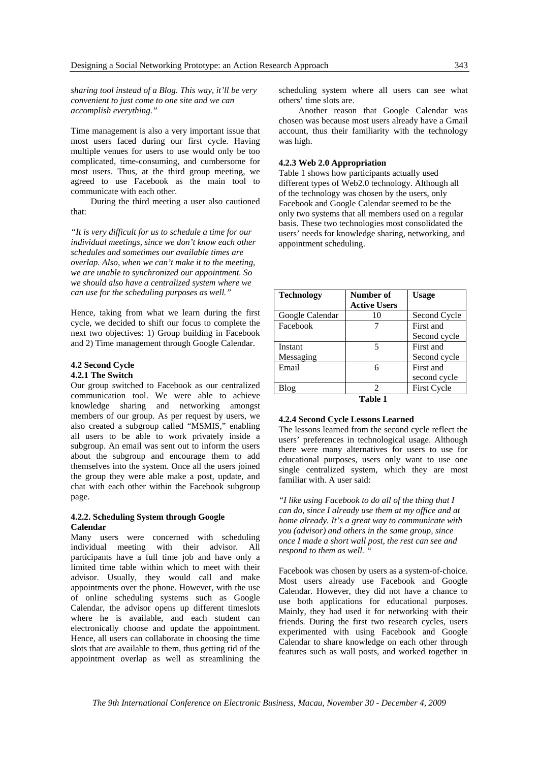*sharing tool instead of a Blog. This way, it'll be very convenient to just come to one site and we can accomplish everything."*

Time management is also a very important issue that most users faced during our first cycle. Having multiple venues for users to use would only be too complicated, time-consuming, and cumbersome for most users. Thus, at the third group meeting, we agreed to use Facebook as the main tool to communicate with each other.

During the third meeting a user also cautioned that:

*"It is very difficult for us to schedule a time for our individual meetings, since we don't know each other schedules and sometimes our available times are overlap. Also, when we can't make it to the meeting, we are unable to synchronized our appointment. So we should also have a centralized system where we can use for the scheduling purposes as well."*

Hence, taking from what we learn during the first cycle, we decided to shift our focus to complete the next two objectives: 1) Group building in Facebook and 2) Time management through Google Calendar.

### 4.2 Second Cycle

#### 4.2.1 The Switch

Our group switched to Facebook as our centralized communication tool. We were able to achieve knowledge sharing and networking amongst members of our group. As per request by users, we also created a subgroup called "MSMIS," enabling all users to be able to work privately inside a subgroup. An email was sent out to inform the users about the subgroup and encourage them to add themselves into the system. Once all the users joined the group they were able make a post, update, and chat with each other within the Facebook subgroup page.

#### 4.2.2. Scheduling System through Google Calendar

Many users were concerned with scheduling individual meeting with their advisor. All participants have a full time job and have only a limited time table within which to meet with their advisor. Usually, they would call and make appointments over the phone. However, with the use of online scheduling systems such as Google Calendar, the advisor opens up different timeslots where he is available, and each student can electronically choose and update the appointment. Hence, all users can collaborate in choosing the time slots that are available to them, thus getting rid of the appointment overlap as well as streamlining the scheduling system where all users can see what others' time slots are.

Another reason that Google Calendar was chosen was because most users already have a Gmail account, thus their familiarity with the technology was high.

#### 4.2.3 Web 2.0 Appropriation

Table 1 shows how participants actually used different types of Web2.0 technology. Although all of the technology was chosen by the users, only Facebook and Google Calendar seemed to be the only two systems that all members used on a regular basis. These two technologies most consolidated the users' needs for knowledge sharing, networking, and appointment scheduling.

| Technology | Number of Active Users | Usage |
|---|---|---|
| Google Calendar | 10 | Second Cycle |
| Facebook | 7 | First and Second cycle |
| Instant Messaging | 5 | First and Second cycle |
| Email | 6 | First and second cycle |
| Blog | 2 | First Cycle |

**Table 1**

#### 4.2.4 Second Cycle Lessons Learned

The lessons learned from the second cycle reflect the users' preferences in technological usage. Although there were many alternatives for users to use for educational purposes, users only want to use one single centralized system, which they are most familiar with. A user said:

*"I like using Facebook to do all of the thing that I can do, since I already use them at my office and at home already. It's a great way to communicate with you (advisor) and others in the same group, since once I made a short wall post, the rest can see and respond to them as well. "*

Facebook was chosen by users as a system-of-choice. Most users already use Facebook and Google Calendar. However, they did not have a chance to use both applications for educational purposes. Mainly, they had used it for networking with their friends. During the first two research cycles, users experimented with using Facebook and Google Calendar to share knowledge on each other through features such as wall posts, and worked together in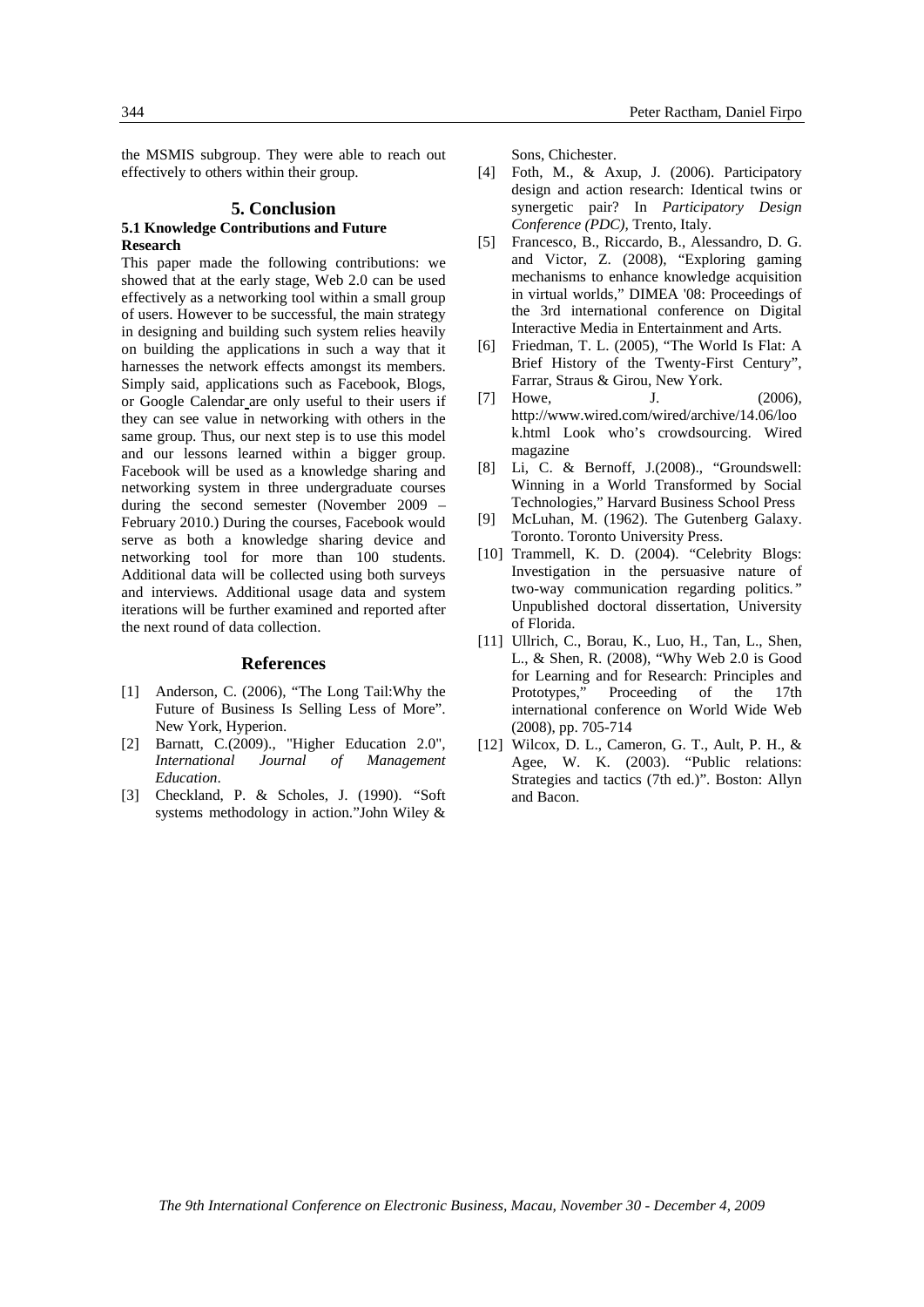the MSMIS subgroup. They were able to reach out effectively to others within their group.

## 5. Conclusion

### 5.1 Knowledge Contributions and Future Research

This paper made the following contributions: we showed that at the early stage, Web 2.0 can be used effectively as a networking tool within a small group of users. However to be successful, the main strategy in designing and building such system relies heavily on building the applications in such a way that it harnesses the network effects amongst its members. Simply said, applications such as Facebook, Blogs, or Google Calendar are only useful to their users if they can see value in networking with others in the same group. Thus, our next step is to use this model and our lessons learned within a bigger group. Facebook will be used as a knowledge sharing and networking system in three undergraduate courses during the second semester (November 2009 – February 2010.) During the courses, Facebook would serve as both a knowledge sharing device and networking tool for more than 100 students. Additional data will be collected using both surveys and interviews. Additional usage data and system iterations will be further examined and reported after the next round of data collection.

## References

[1] Anderson, C. (2006), "The Long Tail:Why the Future of Business Is Selling Less of More". New York, Hyperion.

[2] Barnatt, C.(2009)., "Higher Education 2.0", *International Journal of Management Education*.

[3] Checkland, P. & Scholes, J. (1990). "Soft systems methodology in action."John Wiley & Sons, Chichester.

[4] Foth, M., & Axup, J. (2006). Participatory design and action research: Identical twins or synergetic pair? In *Participatory Design Conference (PDC),* Trento, Italy.

[5] Francesco, B., Riccardo, B., Alessandro, D. G. and Victor, Z. (2008), "Exploring gaming mechanisms to enhance knowledge acquisition in virtual worlds," DIMEA '08: Proceedings of the 3rd international conference on Digital Interactive Media in Entertainment and Arts.

[6] Friedman, T. L. (2005), "The World Is Flat: A Brief History of the Twenty-First Century", Farrar, Straus & Girou, New York.

[7] Howe, J. (2006), http://www.wired.com/wired/archive/14.06/look.html Look who's crowdsourcing. Wired magazine

[8] Li, C. & Bernoff, J.(2008)., "Groundswell: Winning in a World Transformed by Social Technologies," Harvard Business School Press

[9] McLuhan, M. (1962). The Gutenberg Galaxy. Toronto. Toronto University Press.

[10] Trammell, K. D. (2004). "Celebrity Blogs: Investigation in the persuasive nature of two-way communication regarding politics*."* Unpublished doctoral dissertation, University of Florida.

[11] Ullrich, C., Borau, K., Luo, H., Tan, L., Shen, L., & Shen, R. (2008), "Why Web 2.0 is Good for Learning and for Research: Principles and Prototypes," Proceeding of the 17th international conference on World Wide Web (2008), pp. 705-714

[12] Wilcox, D. L., Cameron, G. T., Ault, P. H., & Agee, W. K. (2003). "Public relations: Strategies and tactics (7th ed.)". Boston: Allyn and Bacon.